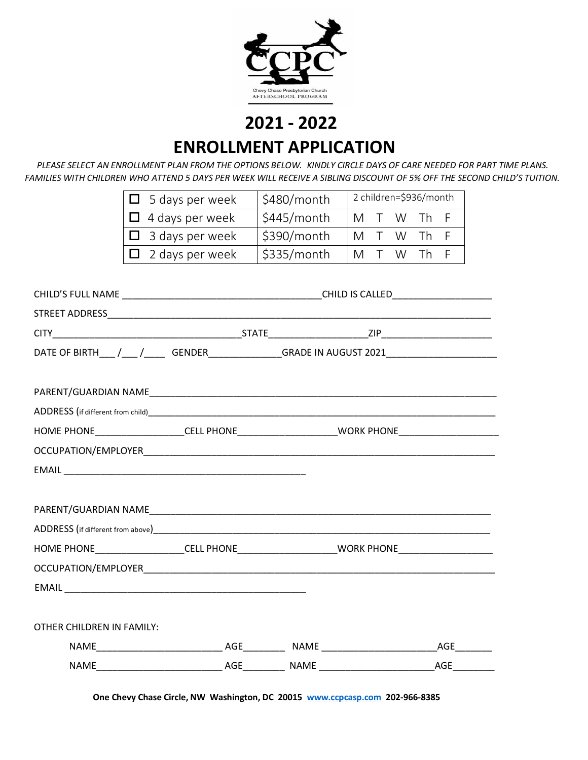CCPC

Chevy Chase Presbyterian Church
AFTERSCHOOL PROGRAM

# 2021 - 2022

# ENROLLMENT APPLICATION

*PLEASE SELECT AN ENROLLMENT PLAN FROM THE OPTIONS BELOW. KINDLY CIRCLE DAYS OF CARE NEEDED FOR PART TIME PLANS. FAMILIES WITH CHILDREN WHO ATTEND 5 DAYS PER WEEK WILL RECEIVE A SIBLING DISCOUNT OF 5% OFF THE SECOND CHILD'S TUITION.*

| | | |
|---|---|---|
| ☐ 5 days per week | $480/month | 2 children=$936/month |
| ☐ 4 days per week | $445/month | M T W Th F |
| ☐ 3 days per week | $390/month | M T W Th F |
| ☐ 2 days per week | $335/month | M T W Th F |

CHILD'S FULL NAME ______________________________________CHILD IS CALLED___________________

STREET ADDRESS_____________________________________________________________________________

CITY____________________________________STATE__________________ZIP_____________________

DATE OF BIRTH___ /___ /____ GENDER______________GRADE IN AUGUST 2021_____________________

PARENT/GUARDIAN NAME_______________________________________________________________________

ADDRESS (if different from child)_______________________________________________________________

HOME PHONE_________________CELL PHONE___________________WORK PHONE___________________

OCCUPATION/EMPLOYER_______________________________________________________________________

EMAIL ________________________________________________

PARENT/GUARDIAN NAME_______________________________________________________________________

ADDRESS (if different from above)_______________________________________________________________

HOME PHONE_________________CELL PHONE___________________WORK PHONE__________________

OCCUPATION/EMPLOYER_______________________________________________________________________

EMAIL ________________________________________________

OTHER CHILDREN IN FAMILY:

NAME________________________ AGE________ NAME ______________________AGE_______

NAME________________________ AGE________ NAME ______________________AGE________

**One Chevy Chase Circle, NW Washington, DC 20015 www.ccpcasp.com 202-966-8385**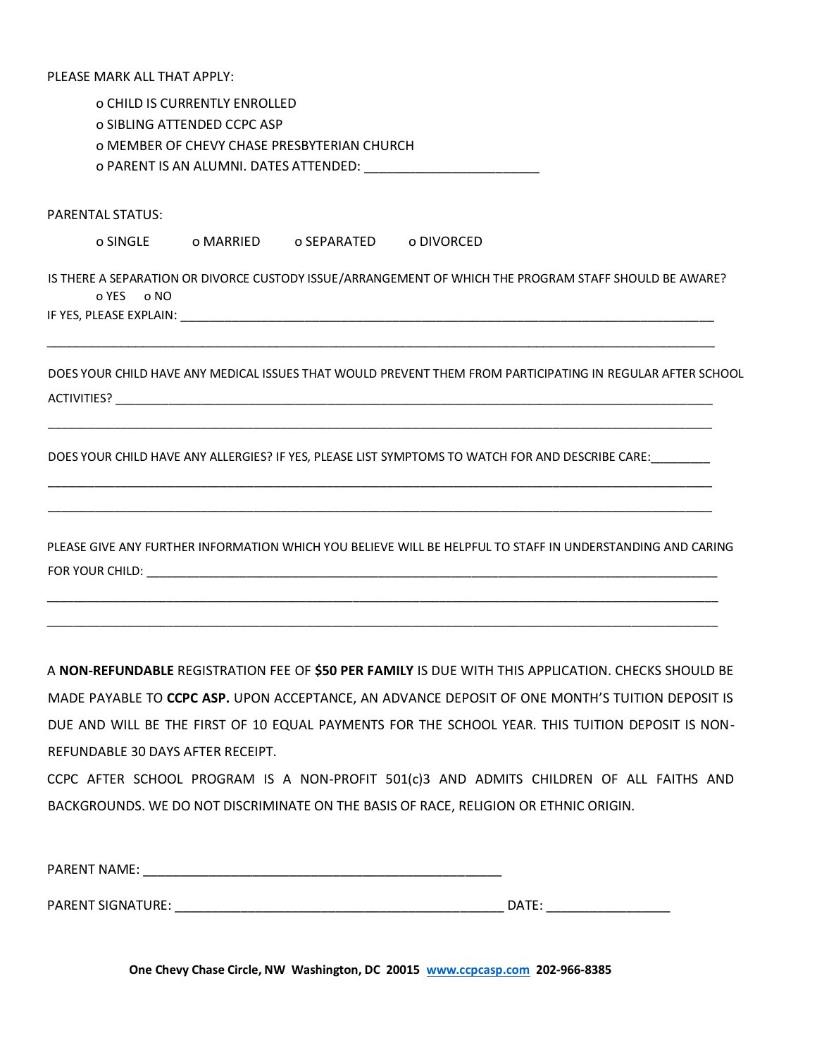PLEASE MARK ALL THAT APPLY:

- o CHILD IS CURRENTLY ENROLLED
- o SIBLING ATTENDED CCPC ASP
- o MEMBER OF CHEVY CHASE PRESBYTERIAN CHURCH
- o PARENT IS AN ALUMNI. DATES ATTENDED: ________________________

PARENTAL STATUS:

o SINGLE    o MARRIED    o SEPARATED    o DIVORCED

IS THERE A SEPARATION OR DIVORCE CUSTODY ISSUE/ARRANGEMENT OF WHICH THE PROGRAM STAFF SHOULD BE AWARE?

o YES    o NO

IF YES, PLEASE EXPLAIN: ________________________________________________________________________________

____________________________________________________________________________________________________

DOES YOUR CHILD HAVE ANY MEDICAL ISSUES THAT WOULD PREVENT THEM FROM PARTICIPATING IN REGULAR AFTER SCHOOL ACTIVITIES? ______________________________________________________________________________________

____________________________________________________________________________________________________

DOES YOUR CHILD HAVE ANY ALLERGIES? IF YES, PLEASE LIST SYMPTOMS TO WATCH FOR AND DESCRIBE CARE:_________

____________________________________________________________________________________________________

____________________________________________________________________________________________________

PLEASE GIVE ANY FURTHER INFORMATION WHICH YOU BELIEVE WILL BE HELPFUL TO STAFF IN UNDERSTANDING AND CARING FOR YOUR CHILD: _________________________________________________________________________________

____________________________________________________________________________________________________

____________________________________________________________________________________________________

A **NON-REFUNDABLE** REGISTRATION FEE OF **$50 PER FAMILY** IS DUE WITH THIS APPLICATION. CHECKS SHOULD BE MADE PAYABLE TO **CCPC ASP.** UPON ACCEPTANCE, AN ADVANCE DEPOSIT OF ONE MONTH'S TUITION DEPOSIT IS DUE AND WILL BE THE FIRST OF 10 EQUAL PAYMENTS FOR THE SCHOOL YEAR. THIS TUITION DEPOSIT IS NON-REFUNDABLE 30 DAYS AFTER RECEIPT.

CCPC AFTER SCHOOL PROGRAM IS A NON-PROFIT 501(c)3 AND ADMITS CHILDREN OF ALL FAITHS AND BACKGROUNDS. WE DO NOT DISCRIMINATE ON THE BASIS OF RACE, RELIGION OR ETHNIC ORIGIN.

PARENT NAME: ___________________________________________________

PARENT SIGNATURE: ______________________________________________ DATE: _________________

**One Chevy Chase Circle, NW Washington, DC 20015 [www.ccpcasp.com](http://www.ccpcasp.com) 202-966-8385**